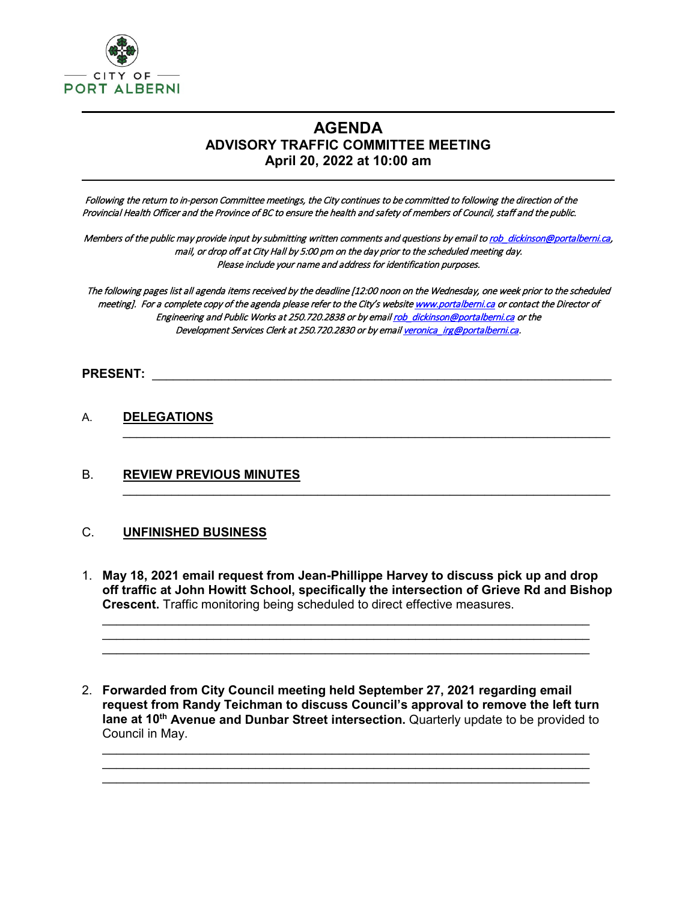CITY OF PORT ALBERNI

# AGENDA
## ADVISORY TRAFFIC COMMITTEE MEETING
## April 20, 2022 at 10:00 am

*Following the return to in-person Committee meetings, the City continues to be committed to following the direction of the Provincial Health Officer and the Province of BC to ensure the health and safety of members of Council, staff and the public.*

*Members of the public may provide input by submitting written comments and questions by email to rob_dickinson@portalberni.ca, mail, or drop off at City Hall by 5:00 pm on the day prior to the scheduled meeting day. Please include your name and address for identification purposes.*

*The following pages list all agenda items received by the deadline [12:00 noon on the Wednesday, one week prior to the scheduled meeting]. For a complete copy of the agenda please refer to the City's website www.portalberni.ca or contact the Director of Engineering and Public Works at 250.720.2838 or by email rob_dickinson@portalberni.ca or the Development Services Clerk at 250.720.2830 or by email veronica_irg@portalberni.ca.*

**PRESENT:** ______________________________

A. **DELEGATIONS**

______________________________

B. **REVIEW PREVIOUS MINUTES**

______________________________

C. **UNFINISHED BUSINESS**

1. **May 18, 2021 email request from Jean-Phillippe Harvey to discuss pick up and drop off traffic at John Howitt School, specifically the intersection of Grieve Rd and Bishop Crescent.** Traffic monitoring being scheduled to direct effective measures.

______________________________
______________________________
______________________________

2. **Forwarded from City Council meeting held September 27, 2021 regarding email request from Randy Teichman to discuss Council's approval to remove the left turn lane at 10th Avenue and Dunbar Street intersection.** Quarterly update to be provided to Council in May.

______________________________
______________________________
______________________________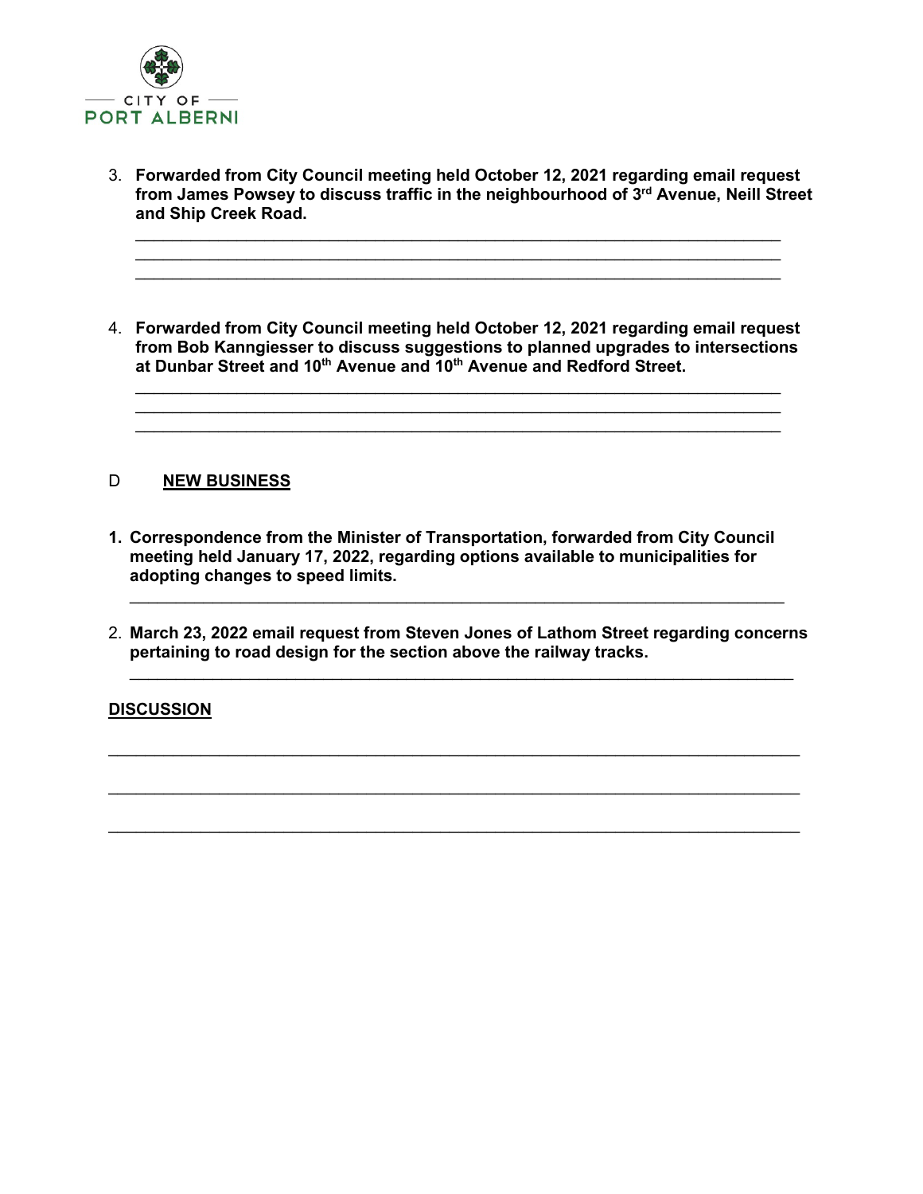3. **Forwarded from City Council meeting held October 12, 2021 regarding email request from James Powsey to discuss traffic in the neighbourhood of 3rd Avenue, Neill Street and Ship Creek Road.**

4. **Forwarded from City Council meeting held October 12, 2021 regarding email request from Bob Kanngiesser to discuss suggestions to planned upgrades to intersections at Dunbar Street and 10th Avenue and 10th Avenue and Redford Street.**

D **NEW BUSINESS**

1. **Correspondence from the Minister of Transportation, forwarded from City Council meeting held January 17, 2022, regarding options available to municipalities for adopting changes to speed limits.**

2. **March 23, 2022 email request from Steven Jones of Lathom Street regarding concerns pertaining to road design for the section above the railway tracks.**

**DISCUSSION**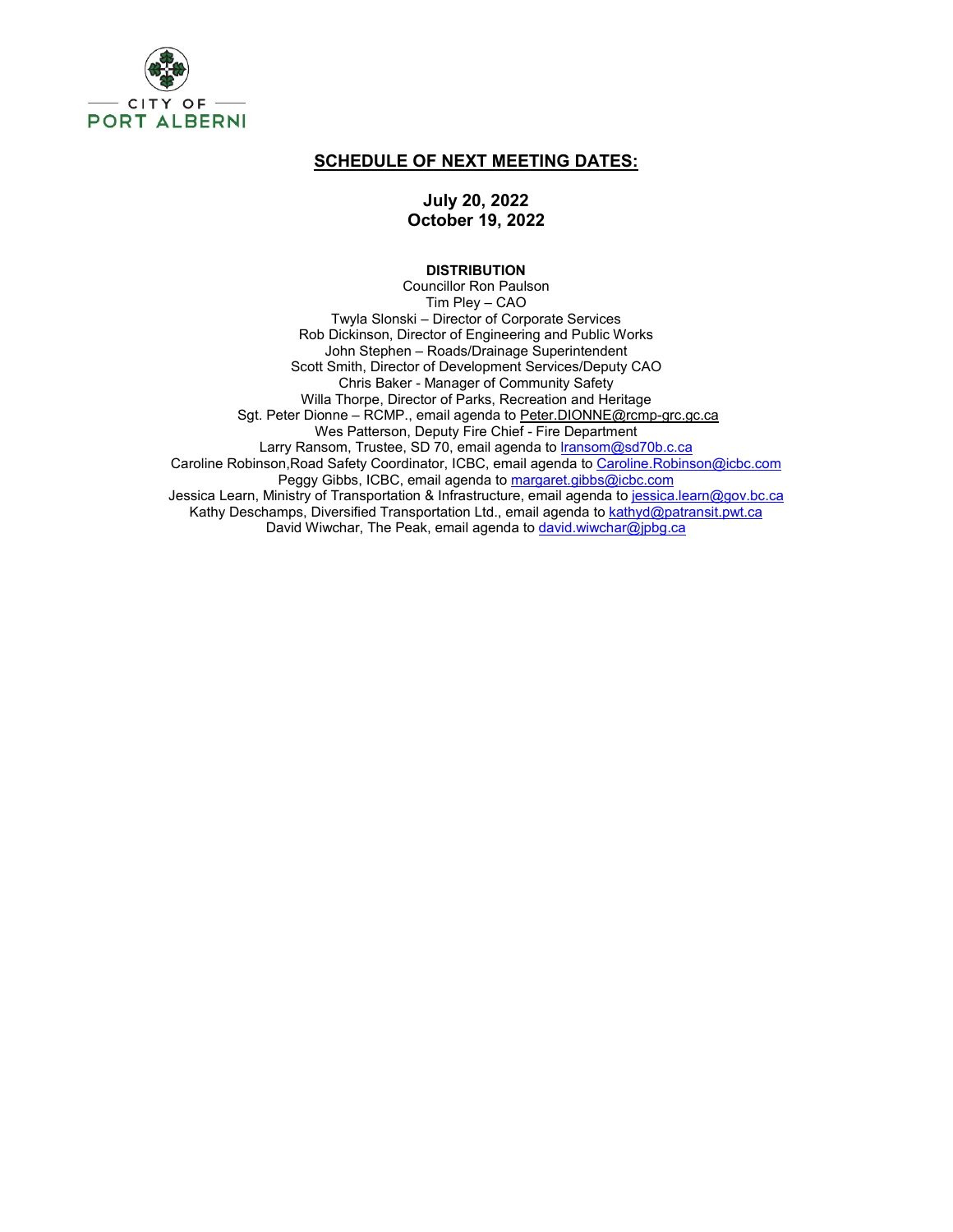CITY OF PORT ALBERNI

## SCHEDULE OF NEXT MEETING DATES:

**July 20, 2022**
**October 19, 2022**

**DISTRIBUTION**

Councillor Ron Paulson
Tim Pley – CAO
Twyla Slonski – Director of Corporate Services
Rob Dickinson, Director of Engineering and Public Works
John Stephen – Roads/Drainage Superintendent
Scott Smith, Director of Development Services/Deputy CAO
Chris Baker - Manager of Community Safety
Willa Thorpe, Director of Parks, Recreation and Heritage
Sgt. Peter Dionne – RCMP., email agenda to Peter.DIONNE@rcmp-grc.gc.ca
Wes Patterson, Deputy Fire Chief - Fire Department
Larry Ransom, Trustee, SD 70, email agenda to lransom@sd70b.c.ca
Caroline Robinson,Road Safety Coordinator, ICBC, email agenda to Caroline.Robinson@icbc.com
Peggy Gibbs, ICBC, email agenda to margaret.gibbs@icbc.com
Jessica Learn, Ministry of Transportation & Infrastructure, email agenda to jessica.learn@gov.bc.ca
Kathy Deschamps, Diversified Transportation Ltd., email agenda to kathyd@patransit.pwt.ca
David Wiwchar, The Peak, email agenda to david.wiwchar@jpbg.ca